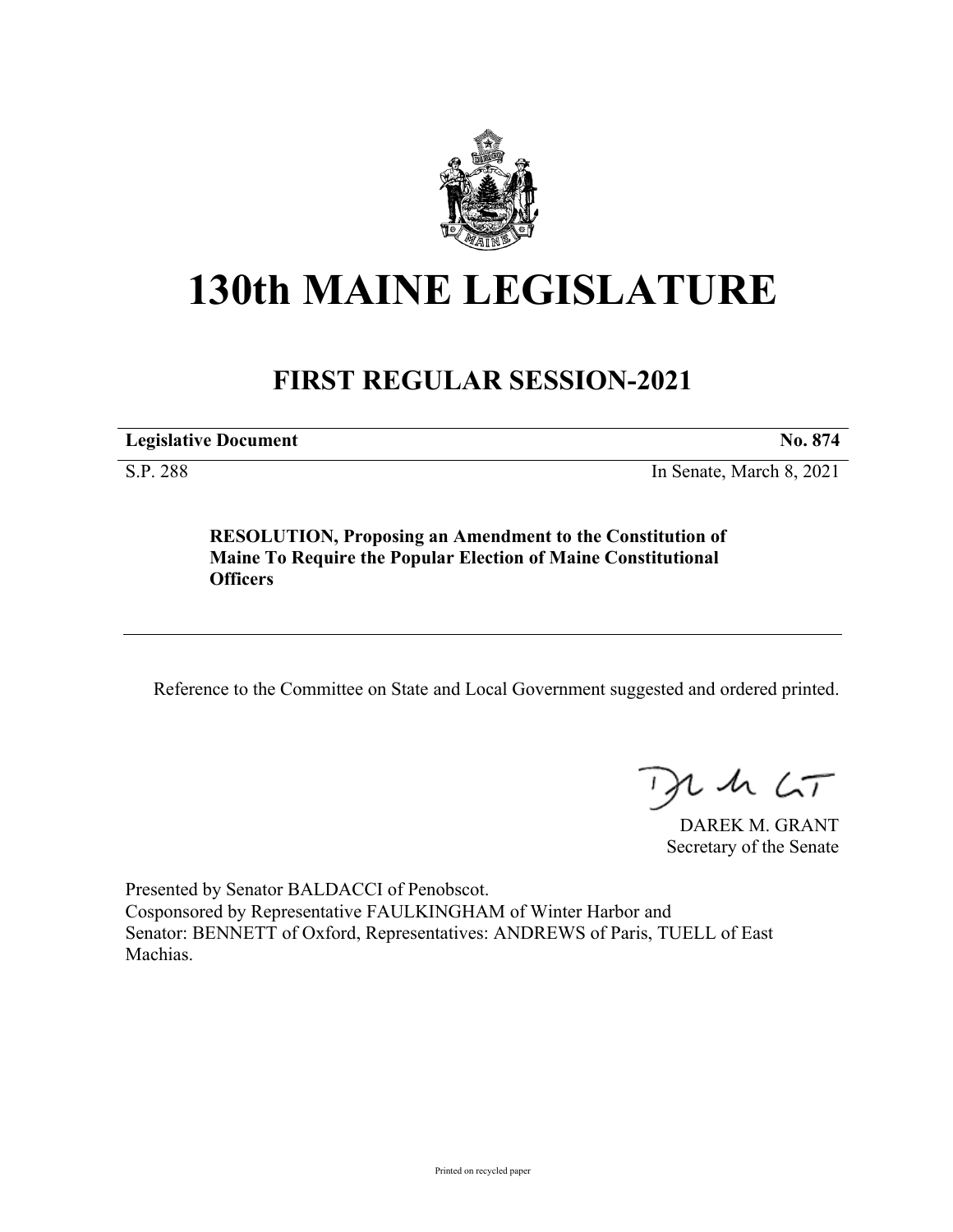# 130th MAINE LEGISLATURE

## FIRST REGULAR SESSION-2021

**Legislative Document** **No. 874**

S.P. 288 In Senate, March 8, 2021

**RESOLUTION, Proposing an Amendment to the Constitution of Maine To Require the Popular Election of Maine Constitutional Officers**

Reference to the Committee on State and Local Government suggested and ordered printed.

DAREK M. GRANT
Secretary of the Senate

Presented by Senator BALDACCI of Penobscot.
Cosponsored by Representative FAULKINGHAM of Winter Harbor and
Senator: BENNETT of Oxford, Representatives: ANDREWS of Paris, TUELL of East Machias.

Printed on recycled paper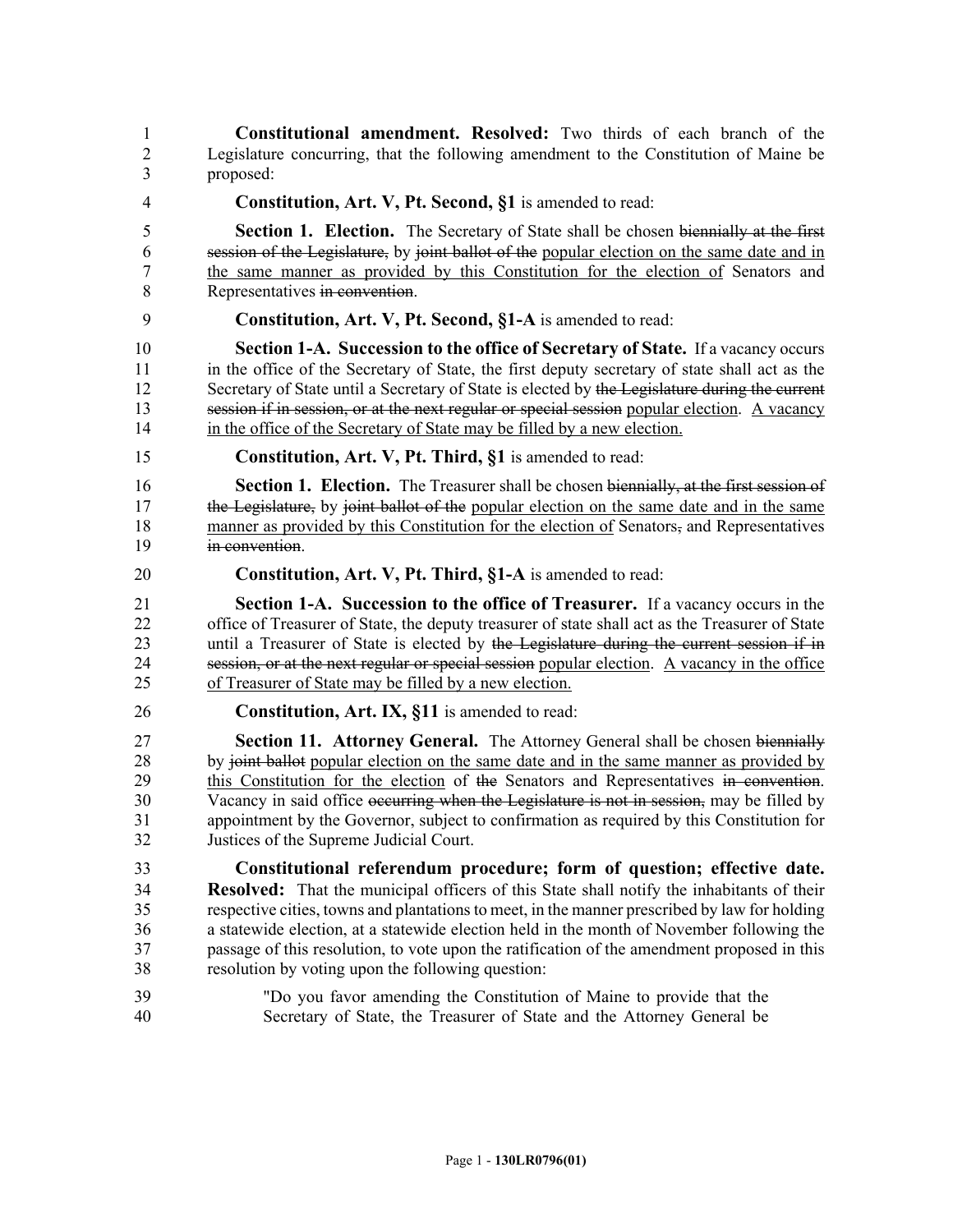**Constitutional amendment. Resolved:** Two thirds of each branch of the Legislature concurring, that the following amendment to the Constitution of Maine be proposed:

**Constitution, Art. V, Pt. Second, §1** is amended to read:

**Section 1. Election.** The Secretary of State shall be chosen ~~biennially at the first session of the Legislature,~~ by ~~joint ballot of the~~ popular election on the same date and in the same manner as provided by this Constitution for the election of Senators and Representatives ~~in convention~~.

**Constitution, Art. V, Pt. Second, §1-A** is amended to read:

**Section 1-A. Succession to the office of Secretary of State.** If a vacancy occurs in the office of the Secretary of State, the first deputy secretary of state shall act as the Secretary of State until a Secretary of State is elected by ~~the Legislature during the current session if in session, or at the next regular or special session~~ popular election. A vacancy in the office of the Secretary of State may be filled by a new election.

**Constitution, Art. V, Pt. Third, §1** is amended to read:

**Section 1. Election.** The Treasurer shall be chosen ~~biennially, at the first session of the Legislature,~~ by ~~joint ballot of the~~ popular election on the same date and in the same manner as provided by this Constitution for the election of Senators~~,~~ and Representatives ~~in convention~~.

**Constitution, Art. V, Pt. Third, §1-A** is amended to read:

**Section 1-A. Succession to the office of Treasurer.** If a vacancy occurs in the office of Treasurer of State, the deputy treasurer of state shall act as the Treasurer of State until a Treasurer of State is elected by ~~the Legislature during the current session if in session, or at the next regular or special session~~ popular election. A vacancy in the office of Treasurer of State may be filled by a new election.

**Constitution, Art. IX, §11** is amended to read:

**Section 11. Attorney General.** The Attorney General shall be chosen ~~biennially~~ by ~~joint ballot~~ popular election on the same date and in the same manner as provided by this Constitution for the election of ~~the~~ Senators and Representatives ~~in convention~~. Vacancy in said office ~~occurring when the Legislature is not in session,~~ may be filled by appointment by the Governor, subject to confirmation as required by this Constitution for Justices of the Supreme Judicial Court.

**Constitutional referendum procedure; form of question; effective date. Resolved:** That the municipal officers of this State shall notify the inhabitants of their respective cities, towns and plantations to meet, in the manner prescribed by law for holding a statewide election, at a statewide election held in the month of November following the passage of this resolution, to vote upon the ratification of the amendment proposed in this resolution by voting upon the following question:

"Do you favor amending the Constitution of Maine to provide that the Secretary of State, the Treasurer of State and the Attorney General be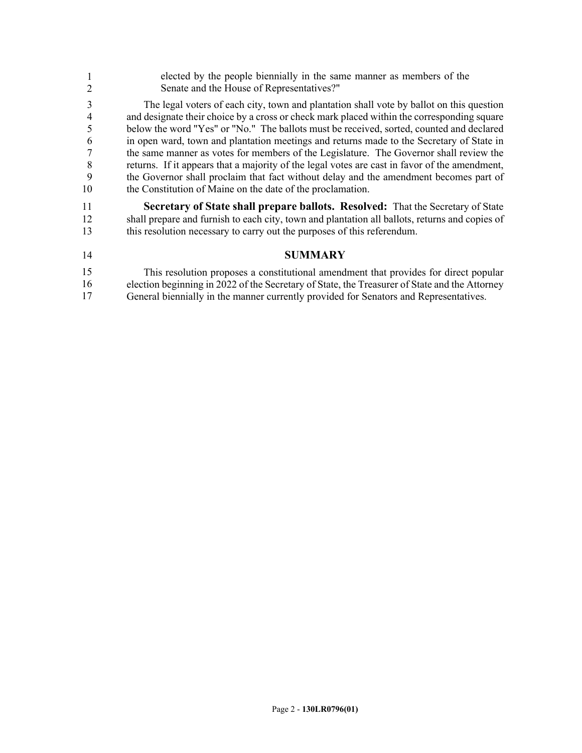elected by the people biennially in the same manner as members of the Senate and the House of Representatives?"

The legal voters of each city, town and plantation shall vote by ballot on this question and designate their choice by a cross or check mark placed within the corresponding square below the word "Yes" or "No." The ballots must be received, sorted, counted and declared in open ward, town and plantation meetings and returns made to the Secretary of State in the same manner as votes for members of the Legislature. The Governor shall review the returns. If it appears that a majority of the legal votes are cast in favor of the amendment, the Governor shall proclaim that fact without delay and the amendment becomes part of the Constitution of Maine on the date of the proclamation.

**Secretary of State shall prepare ballots. Resolved:** That the Secretary of State shall prepare and furnish to each city, town and plantation all ballots, returns and copies of this resolution necessary to carry out the purposes of this referendum.

## SUMMARY

This resolution proposes a constitutional amendment that provides for direct popular election beginning in 2022 of the Secretary of State, the Treasurer of State and the Attorney General biennially in the manner currently provided for Senators and Representatives.